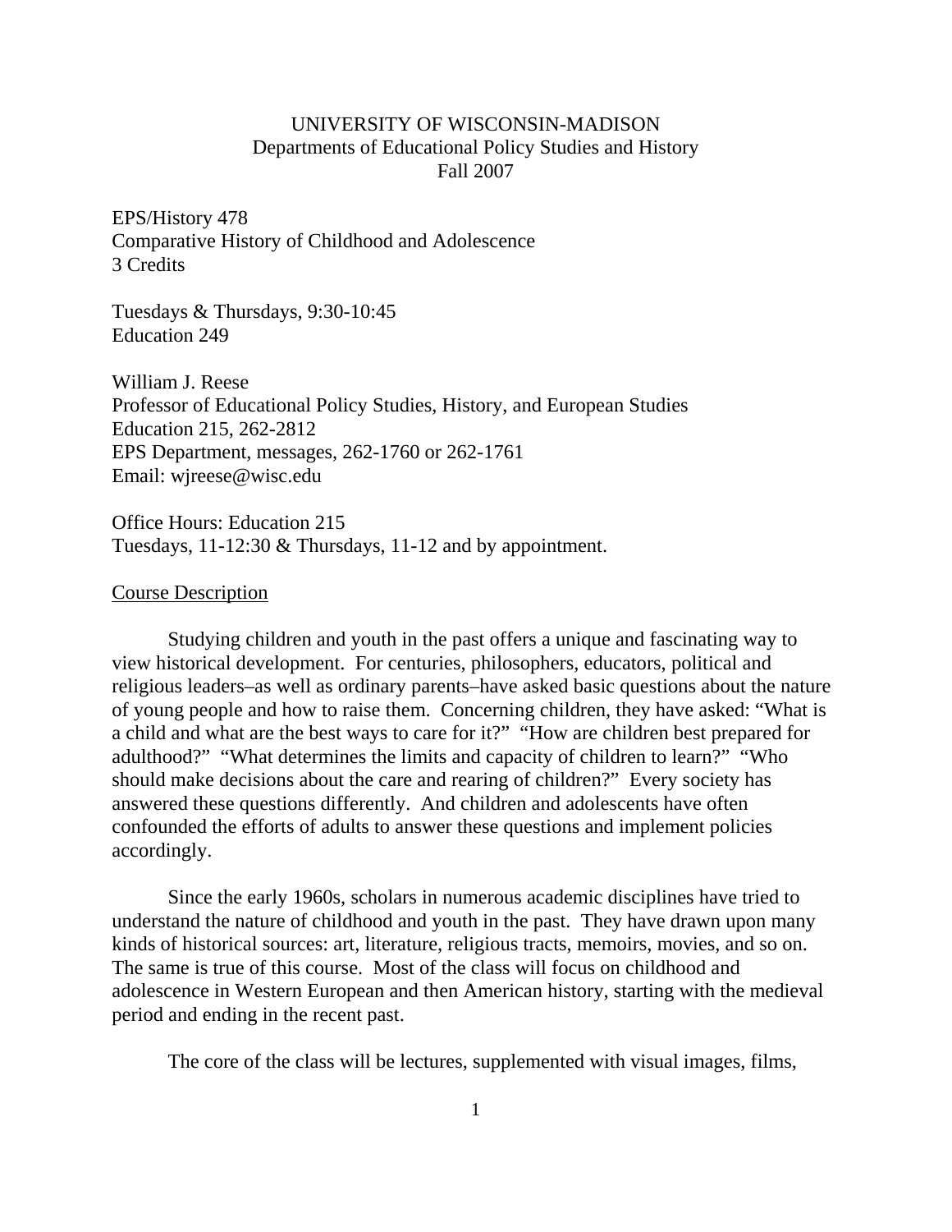UNIVERSITY OF WISCONSIN-MADISON
Departments of Educational Policy Studies and History
Fall 2007

EPS/History 478
Comparative History of Childhood and Adolescence
3 Credits

Tuesdays & Thursdays, 9:30-10:45
Education 249

William J. Reese
Professor of Educational Policy Studies, History, and European Studies
Education 215, 262-2812
EPS Department, messages, 262-1760 or 262-1761
Email: wjreese@wisc.edu

Office Hours: Education 215
Tuesdays, 11-12:30 & Thursdays, 11-12 and by appointment.

## Course Description

Studying children and youth in the past offers a unique and fascinating way to view historical development. For centuries, philosophers, educators, political and religious leaders–as well as ordinary parents–have asked basic questions about the nature of young people and how to raise them. Concerning children, they have asked: "What is a child and what are the best ways to care for it?" "How are children best prepared for adulthood?" "What determines the limits and capacity of children to learn?" "Who should make decisions about the care and rearing of children?" Every society has answered these questions differently. And children and adolescents have often confounded the efforts of adults to answer these questions and implement policies accordingly.

Since the early 1960s, scholars in numerous academic disciplines have tried to understand the nature of childhood and youth in the past. They have drawn upon many kinds of historical sources: art, literature, religious tracts, memoirs, movies, and so on. The same is true of this course. Most of the class will focus on childhood and adolescence in Western European and then American history, starting with the medieval period and ending in the recent past.

The core of the class will be lectures, supplemented with visual images, films,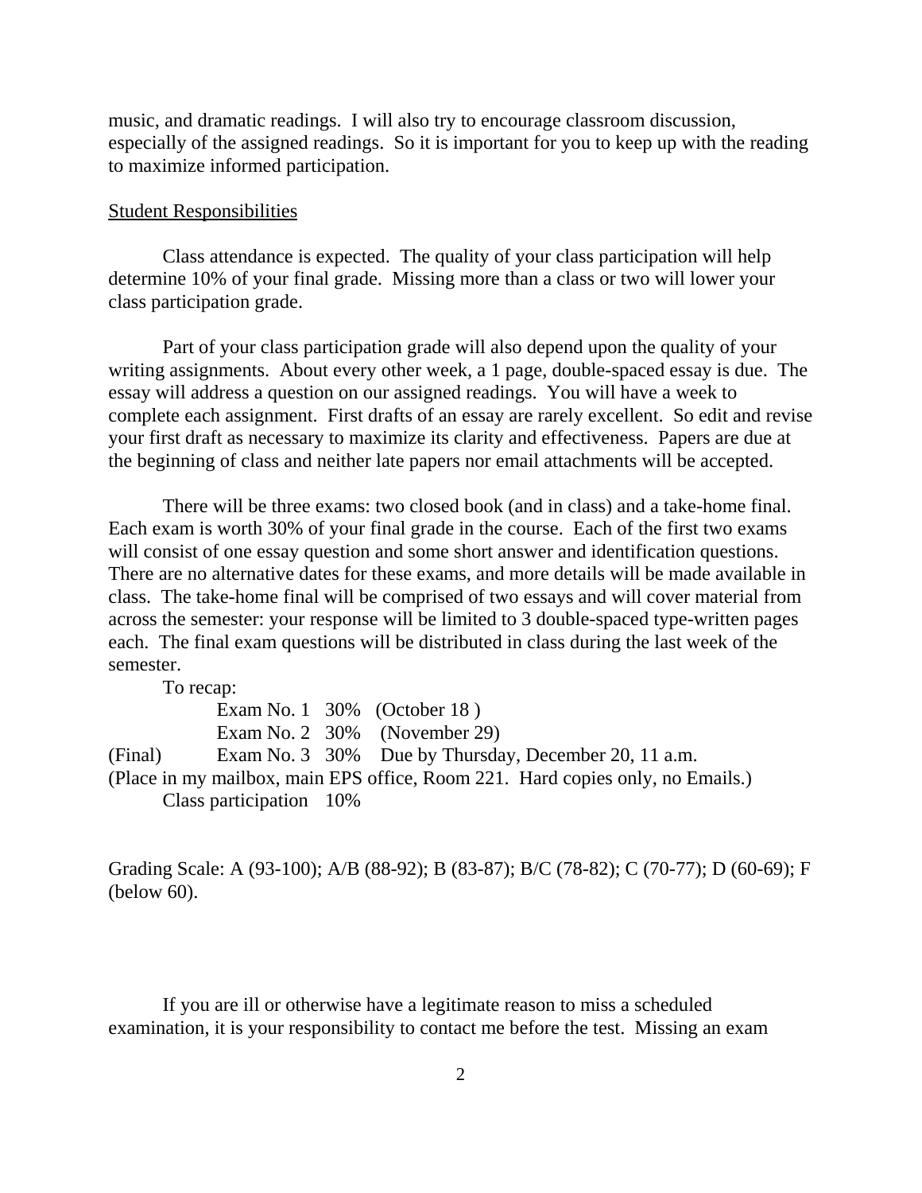music, and dramatic readings. I will also try to encourage classroom discussion, especially of the assigned readings. So it is important for you to keep up with the reading to maximize informed participation.

<u>Student Responsibilities</u>

Class attendance is expected. The quality of your class participation will help determine 10% of your final grade. Missing more than a class or two will lower your class participation grade.

Part of your class participation grade will also depend upon the quality of your writing assignments. About every other week, a 1 page, double-spaced essay is due. The essay will address a question on our assigned readings. You will have a week to complete each assignment. First drafts of an essay are rarely excellent. So edit and revise your first draft as necessary to maximize its clarity and effectiveness. Papers are due at the beginning of class and neither late papers nor email attachments will be accepted.

There will be three exams: two closed book (and in class) and a take-home final. Each exam is worth 30% of your final grade in the course. Each of the first two exams will consist of one essay question and some short answer and identification questions. There are no alternative dates for these exams, and more details will be made available in class. The take-home final will be comprised of two essays and will cover material from across the semester: your response will be limited to 3 double-spaced type-written pages each. The final exam questions will be distributed in class during the last week of the semester.

To recap:

Exam No. 1 30% (October 18 )
Exam No. 2 30% (November 29)
(Final) Exam No. 3 30% Due by Thursday, December 20, 11 a.m.
(Place in my mailbox, main EPS office, Room 221. Hard copies only, no Emails.)
Class participation 10%

Grading Scale: A (93-100); A/B (88-92); B (83-87); B/C (78-82); C (70-77); D (60-69); F (below 60).

If you are ill or otherwise have a legitimate reason to miss a scheduled examination, it is your responsibility to contact me before the test. Missing an exam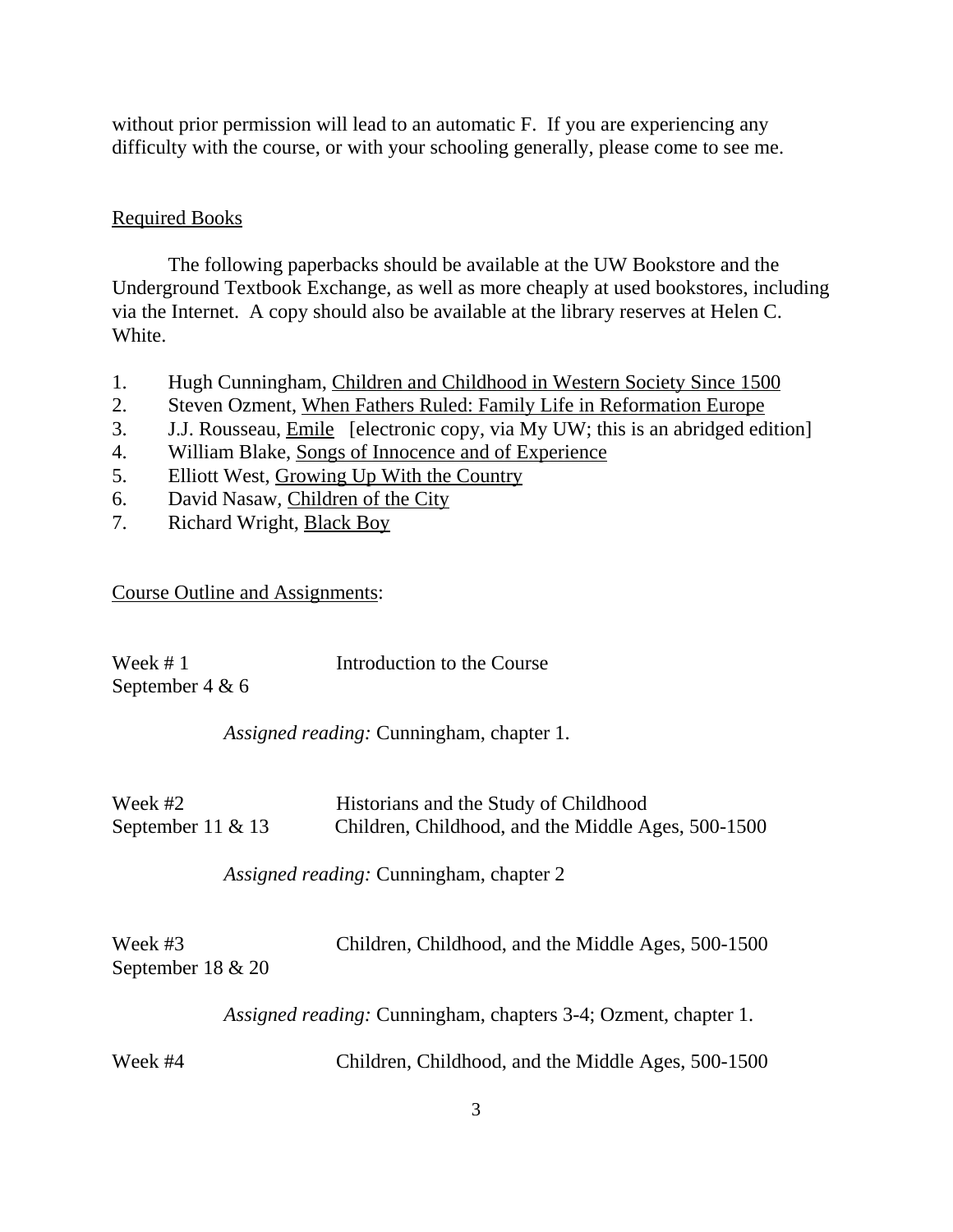without prior permission will lead to an automatic F. If you are experiencing any difficulty with the course, or with your schooling generally, please come to see me.

## Required Books

The following paperbacks should be available at the UW Bookstore and the Underground Textbook Exchange, as well as more cheaply at used bookstores, including via the Internet. A copy should also be available at the library reserves at Helen C. White.

1. Hugh Cunningham, Children and Childhood in Western Society Since 1500
2. Steven Ozment, When Fathers Ruled: Family Life in Reformation Europe
3. J.J. Rousseau, Emile [electronic copy, via My UW; this is an abridged edition]
4. William Blake, Songs of Innocence and of Experience
5. Elliott West, Growing Up With the Country
6. David Nasaw, Children of the City
7. Richard Wright, Black Boy

## Course Outline and Assignments:

Week # 1 — Introduction to the Course
September 4 & 6

*Assigned reading:* Cunningham, chapter 1.

Week #2 — Historians and the Study of Childhood
September 11 & 13 — Children, Childhood, and the Middle Ages, 500-1500

*Assigned reading:* Cunningham, chapter 2

Week #3 — Children, Childhood, and the Middle Ages, 500-1500
September 18 & 20

*Assigned reading:* Cunningham, chapters 3-4; Ozment, chapter 1.

Week #4 — Children, Childhood, and the Middle Ages, 500-1500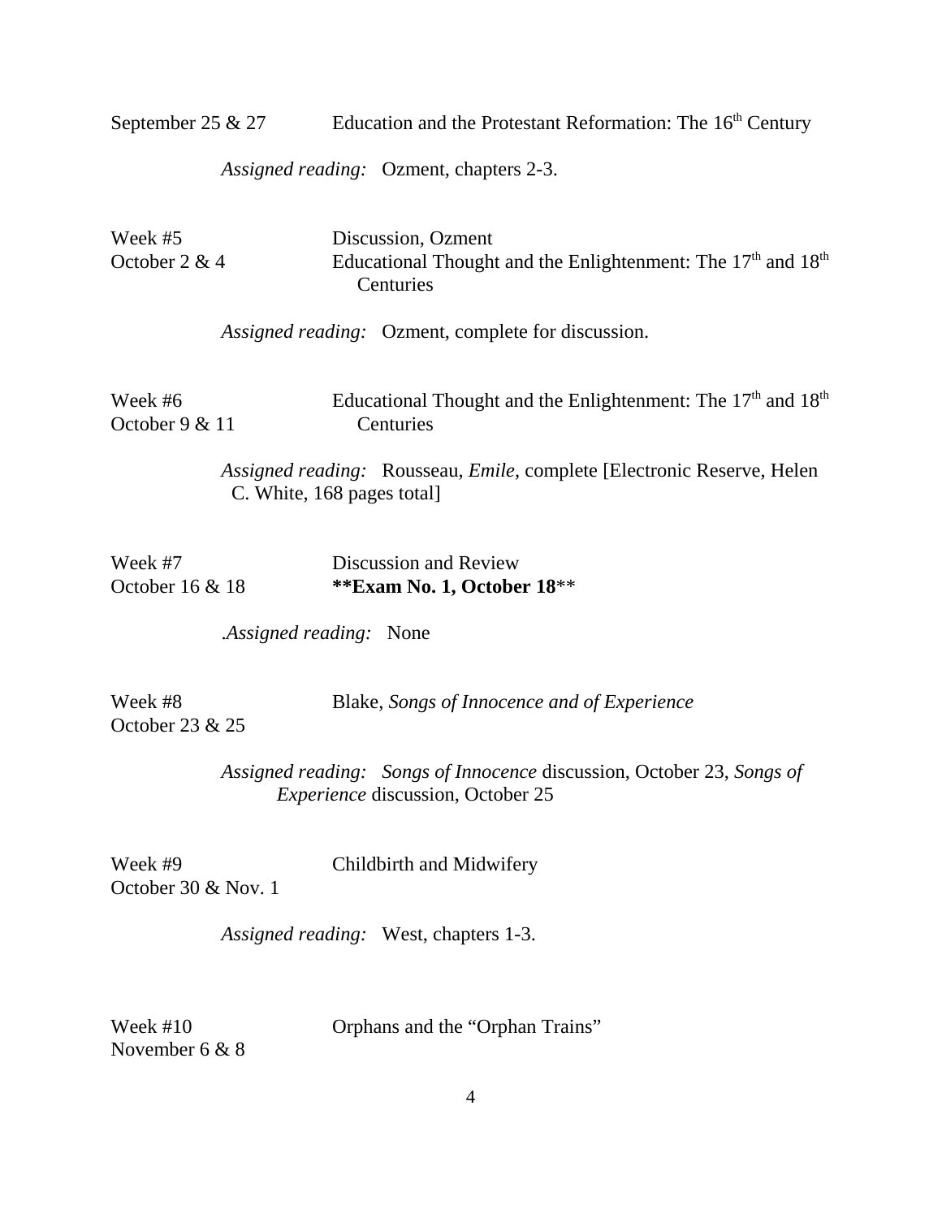September 25 & 27 — Education and the Protestant Reformation: The 16th Century

*Assigned reading:* Ozment, chapters 2-3.

Week #5
October 2 & 4 — Discussion, Ozment
Educational Thought and the Enlightenment: The 17th and 18th Centuries

*Assigned reading:* Ozment, complete for discussion.

Week #6
October 9 & 11 — Educational Thought and the Enlightenment: The 17th and 18th Centuries

*Assigned reading:* Rousseau, *Emile*, complete [Electronic Reserve, Helen C. White, 168 pages total]

Week #7
October 16 & 18 — Discussion and Review
**Exam No. 1, October 18**

*.Assigned reading:* None

Week #8
October 23 & 25 — Blake, *Songs of Innocence and of Experience*

*Assigned reading: Songs of Innocence* discussion, October 23, *Songs of Experience* discussion, October 25

Week #9
October 30 & Nov. 1 — Childbirth and Midwifery

*Assigned reading:* West, chapters 1-3.

Week #10
November 6 & 8 — Orphans and the "Orphan Trains"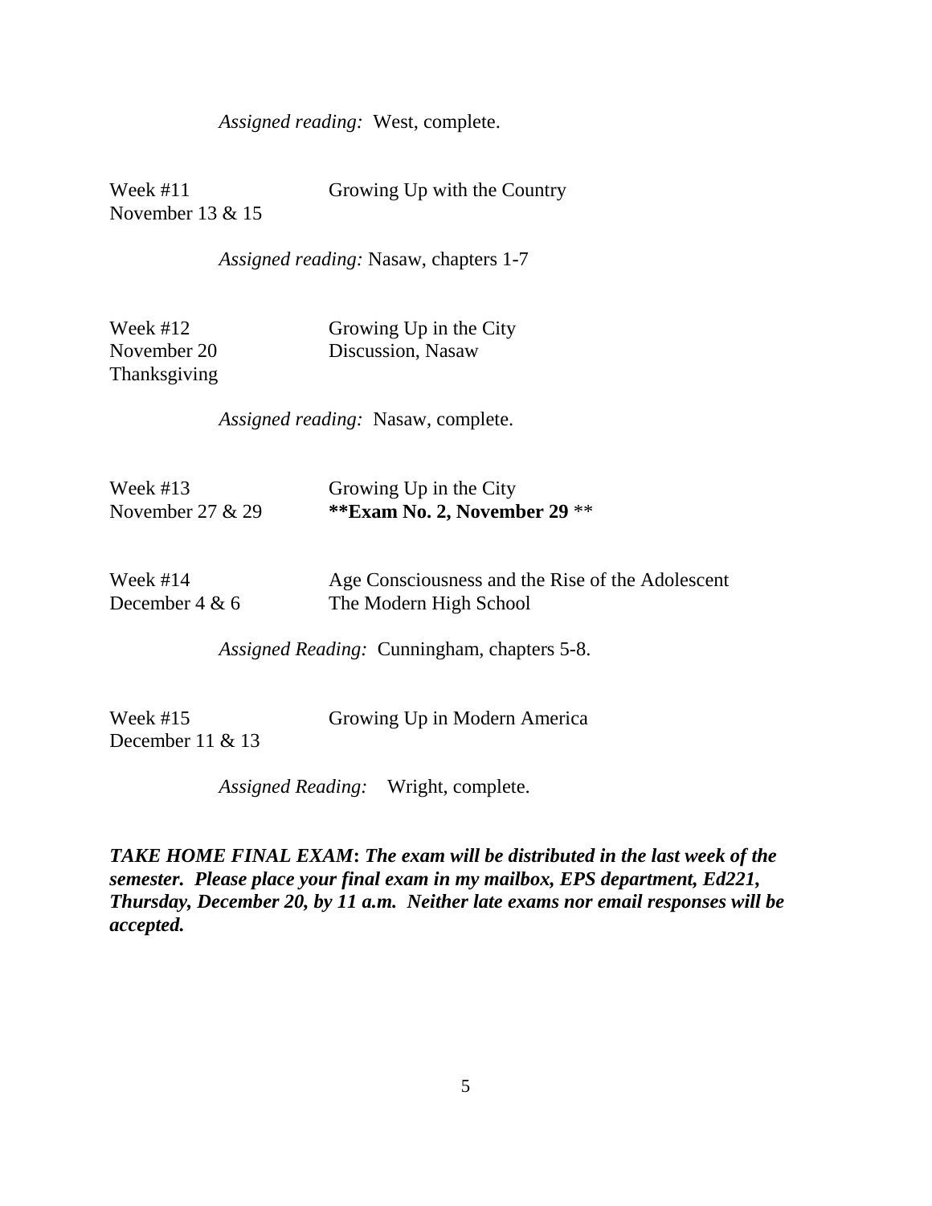*Assigned reading:* West, complete.

Week #11 November 13 & 15 — Growing Up with the Country

*Assigned reading:* Nasaw, chapters 1-7

Week #12 November 20 Thanksgiving — Growing Up in the City; Discussion, Nasaw

*Assigned reading:* Nasaw, complete.

Week #13 November 27 & 29 — Growing Up in the City; **Exam No. 2, November 29** **

Week #14 December 4 & 6 — Age Consciousness and the Rise of the Adolescent; The Modern High School

*Assigned Reading:* Cunningham, chapters 5-8.

Week #15 December 11 & 13 — Growing Up in Modern America

*Assigned Reading:* Wright, complete.

***TAKE HOME FINAL EXAM: The exam will be distributed in the last week of the semester. Please place your final exam in my mailbox, EPS department, Ed221, Thursday, December 20, by 11 a.m. Neither late exams nor email responses will be accepted.***